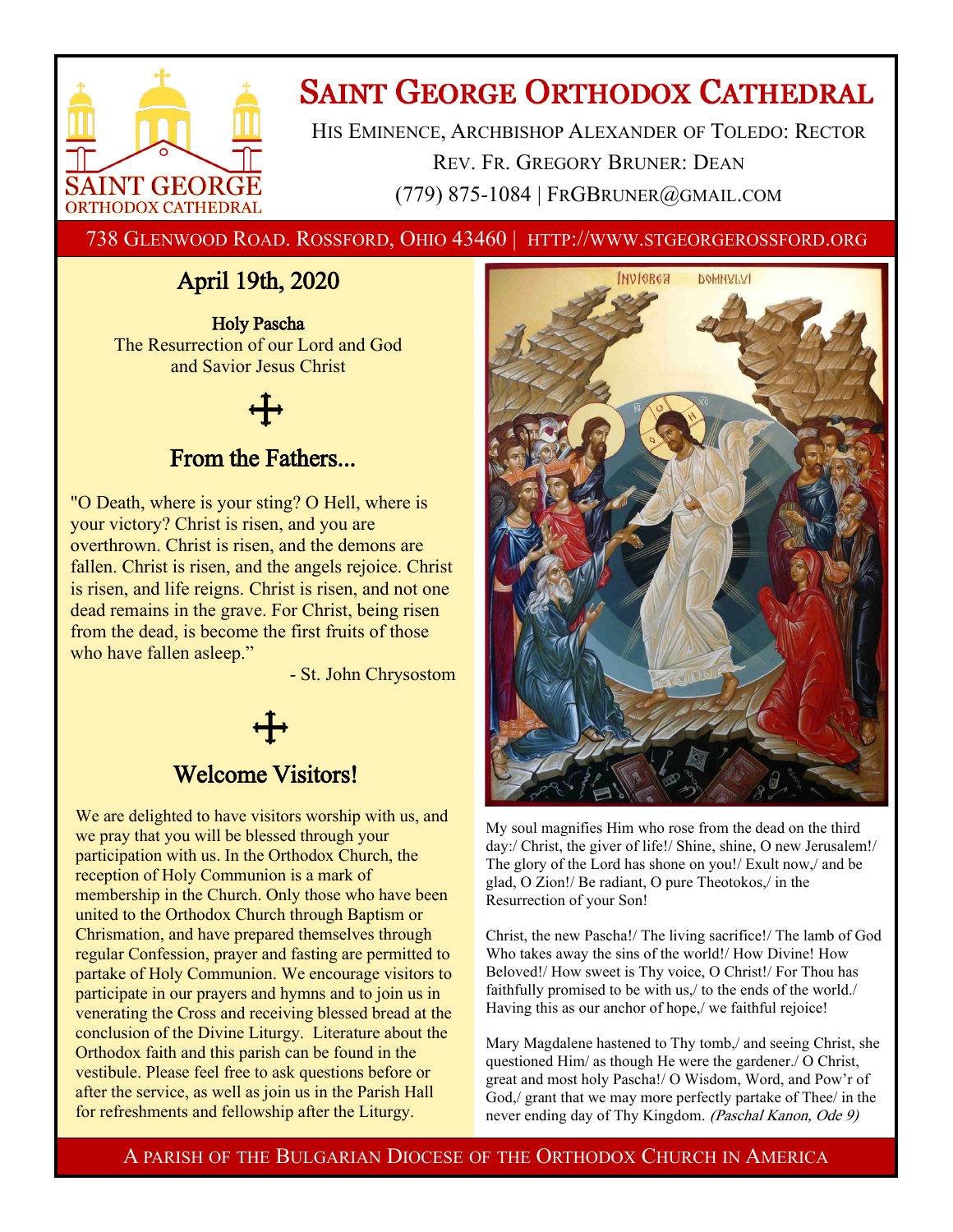# Saint George Orthodox Cathedral

His Eminence, Archbishop Alexander of Toledo: Rector

Rev. Fr. Gregory Bruner: Dean

(779) 875-1084 | FrGBruner@gmail.com

738 Glenwood Road. Rossford, Ohio 43460 | http://www.stgeorgerossford.org

## April 19th, 2020

**Holy Pascha**
The Resurrection of our Lord and God and Savior Jesus Christ

## From the Fathers...

"O Death, where is your sting? O Hell, where is your victory? Christ is risen, and you are overthrown. Christ is risen, and the demons are fallen. Christ is risen, and the angels rejoice. Christ is risen, and life reigns. Christ is risen, and not one dead remains in the grave. For Christ, being risen from the dead, is become the first fruits of those who have fallen asleep."

- St. John Chrysostom

## Welcome Visitors!

We are delighted to have visitors worship with us, and we pray that you will be blessed through your participation with us. In the Orthodox Church, the reception of Holy Communion is a mark of membership in the Church. Only those who have been united to the Orthodox Church through Baptism or Chrismation, and have prepared themselves through regular Confession, prayer and fasting are permitted to partake of Holy Communion. We encourage visitors to participate in our prayers and hymns and to join us in venerating the Cross and receiving blessed bread at the conclusion of the Divine Liturgy. Literature about the Orthodox faith and this parish can be found in the vestibule. Please feel free to ask questions before or after the service, as well as join us in the Parish Hall for refreshments and fellowship after the Liturgy.

My soul magnifies Him who rose from the dead on the third day:/ Christ, the giver of life!/ Shine, shine, O new Jerusalem!/ The glory of the Lord has shone on you!/ Exult now,/ and be glad, O Zion!/ Be radiant, O pure Theotokos,/ in the Resurrection of your Son!

Christ, the new Pascha!/ The living sacrifice!/ The lamb of God Who takes away the sins of the world!/ How Divine! How Beloved!/ How sweet is Thy voice, O Christ!/ For Thou has faithfully promised to be with us,/ to the ends of the world./ Having this as our anchor of hope,/ we faithful rejoice!

Mary Magdalene hastened to Thy tomb,/ and seeing Christ, she questioned Him/ as though He were the gardener./ O Christ, great and most holy Pascha!/ O Wisdom, Word, and Pow'r of God,/ grant that we may more perfectly partake of Thee/ in the never ending day of Thy Kingdom. *(Paschal Kanon, Ode 9)*

A parish of the Bulgarian Diocese of the Orthodox Church in America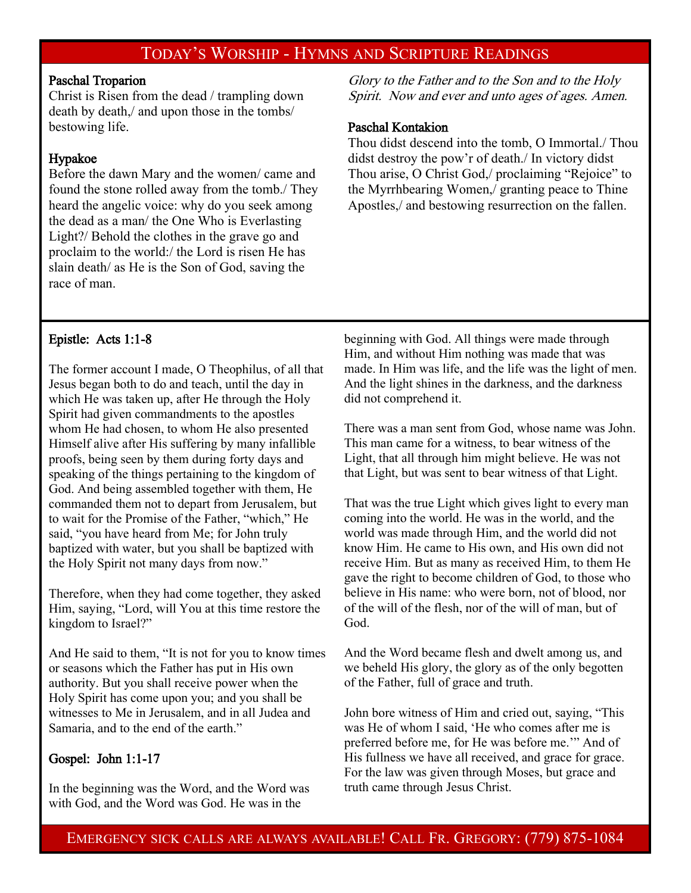## Today's Worship - Hymns and Scripture Readings

**Paschal Troparion**

Christ is Risen from the dead / trampling down death by death,/ and upon those in the tombs/ bestowing life.

**Hypakoe**

Before the dawn Mary and the women/ came and found the stone rolled away from the tomb./ They heard the angelic voice: why do you seek among the dead as a man/ the One Who is Everlasting Light?/ Behold the clothes in the grave go and proclaim to the world:/ the Lord is risen He has slain death/ as He is the Son of God, saving the race of man.

*Glory to the Father and to the Son and to the Holy Spirit. Now and ever and unto ages of ages. Amen.*

**Paschal Kontakion**

Thou didst descend into the tomb, O Immortal./ Thou didst destroy the pow'r of death./ In victory didst Thou arise, O Christ God,/ proclaiming "Rejoice" to the Myrrhbearing Women,/ granting peace to Thine Apostles,/ and bestowing resurrection on the fallen.

**Epistle: Acts 1:1-8**

The former account I made, O Theophilus, of all that Jesus began both to do and teach, until the day in which He was taken up, after He through the Holy Spirit had given commandments to the apostles whom He had chosen, to whom He also presented Himself alive after His suffering by many infallible proofs, being seen by them during forty days and speaking of the things pertaining to the kingdom of God. And being assembled together with them, He commanded them not to depart from Jerusalem, but to wait for the Promise of the Father, "which," He said, "you have heard from Me; for John truly baptized with water, but you shall be baptized with the Holy Spirit not many days from now."

Therefore, when they had come together, they asked Him, saying, "Lord, will You at this time restore the kingdom to Israel?"

And He said to them, "It is not for you to know times or seasons which the Father has put in His own authority. But you shall receive power when the Holy Spirit has come upon you; and you shall be witnesses to Me in Jerusalem, and in all Judea and Samaria, and to the end of the earth."

**Gospel: John 1:1-17**

In the beginning was the Word, and the Word was with God, and the Word was God. He was in the beginning with God. All things were made through Him, and without Him nothing was made that was made. In Him was life, and the life was the light of men. And the light shines in the darkness, and the darkness did not comprehend it.

There was a man sent from God, whose name was John. This man came for a witness, to bear witness of the Light, that all through him might believe. He was not that Light, but was sent to bear witness of that Light.

That was the true Light which gives light to every man coming into the world. He was in the world, and the world was made through Him, and the world did not know Him. He came to His own, and His own did not receive Him. But as many as received Him, to them He gave the right to become children of God, to those who believe in His name: who were born, not of blood, nor of the will of the flesh, nor of the will of man, but of God.

And the Word became flesh and dwelt among us, and we beheld His glory, the glory as of the only begotten of the Father, full of grace and truth.

John bore witness of Him and cried out, saying, "This was He of whom I said, 'He who comes after me is preferred before me, for He was before me.'" And of His fullness we have all received, and grace for grace. For the law was given through Moses, but grace and truth came through Jesus Christ.

Emergency sick calls are always available! Call Fr. Gregory: (779) 875-1084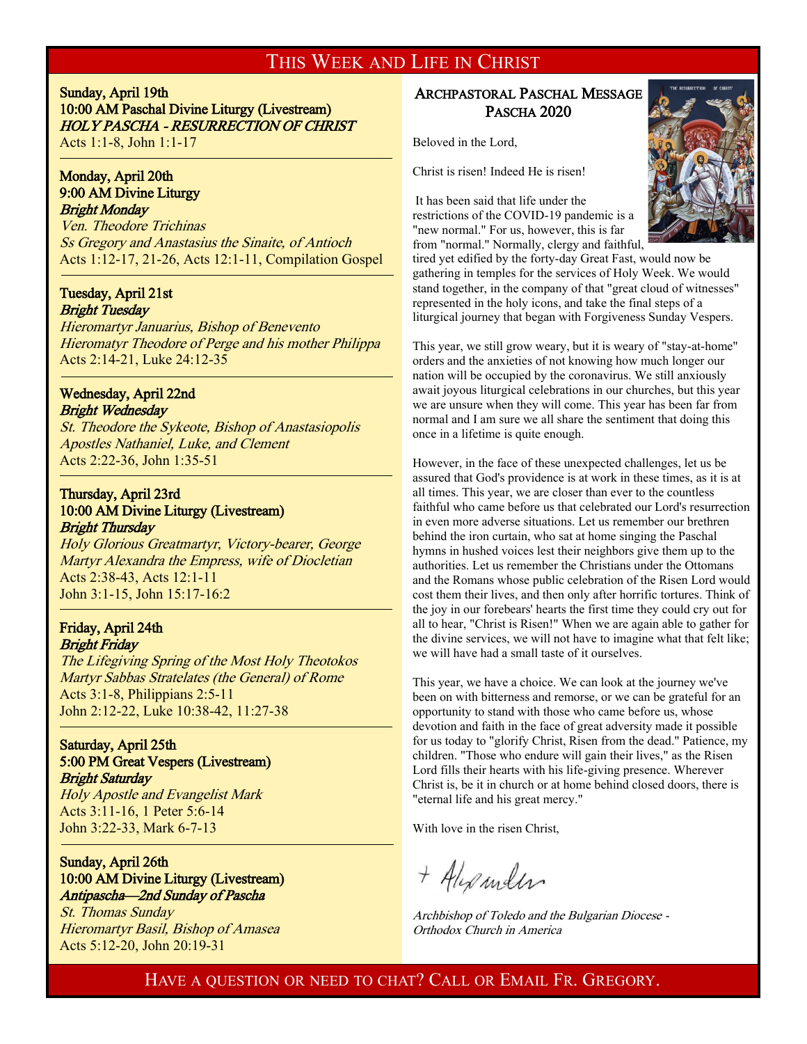# This Week and Life in Christ

**Sunday, April 19th**
**10:00 AM Paschal Divine Liturgy (Livestream)**
***HOLY PASCHA - RESURRECTION OF CHRIST***
Acts 1:1-8, John 1:1-17

---

**Monday, April 20th**
**9:00 AM Divine Liturgy**
***Bright Monday***
*Ven. Theodore Trichinas*
*Ss Gregory and Anastasius the Sinaite, of Antioch*
Acts 1:12-17, 21-26, Acts 12:1-11, Compilation Gospel

---

**Tuesday, April 21st**
***Bright Tuesday***
*Hieromartyr Januarius, Bishop of Benevento*
*Hieromatyr Theodore of Perge and his mother Philippa*
Acts 2:14-21, Luke 24:12-35

---

**Wednesday, April 22nd**
***Bright Wednesday***
*St. Theodore the Sykeote, Bishop of Anastasiopolis*
*Apostles Nathaniel, Luke, and Clement*
Acts 2:22-36, John 1:35-51

---

**Thursday, April 23rd**
**10:00 AM Divine Liturgy (Livestream)**
***Bright Thursday***
*Holy Glorious Greatmartyr, Victory-bearer, George*
*Martyr Alexandra the Empress, wife of Diocletian*
Acts 2:38-43, Acts 12:1-11
John 3:1-15, John 15:17-16:2

---

**Friday, April 24th**
***Bright Friday***
*The Lifegiving Spring of the Most Holy Theotokos*
*Martyr Sabbas Stratelates (the General) of Rome*
Acts 3:1-8, Philippians 2:5-11
John 2:12-22, Luke 10:38-42, 11:27-38

---

**Saturday, April 25th**
**5:00 PM Great Vespers (Livestream)**
***Bright Saturday***
*Holy Apostle and Evangelist Mark*
Acts 3:11-16, 1 Peter 5:6-14
John 3:22-33, Mark 6-7-13

---

**Sunday, April 26th**
**10:00 AM Divine Liturgy (Livestream)**
***Antipascha—2nd Sunday of Pascha***
*St. Thomas Sunday*
*Hieromartyr Basil, Bishop of Amasea*
Acts 5:12-20, John 20:19-31

## Archpastoral Paschal Message
## Pascha 2020

Beloved in the Lord,

Christ is risen! Indeed He is risen!

It has been said that life under the restrictions of the COVID-19 pandemic is a "new normal." For us, however, this is far from "normal." Normally, clergy and faithful, tired yet edified by the forty-day Great Fast, would now be gathering in temples for the services of Holy Week. We would stand together, in the company of that "great cloud of witnesses" represented in the holy icons, and take the final steps of a liturgical journey that began with Forgiveness Sunday Vespers.

This year, we still grow weary, but it is weary of "stay-at-home" orders and the anxieties of not knowing how much longer our nation will be occupied by the coronavirus. We still anxiously await joyous liturgical celebrations in our churches, but this year we are unsure when they will come. This year has been far from normal and I am sure we all share the sentiment that doing this once in a lifetime is quite enough.

However, in the face of these unexpected challenges, let us be assured that God's providence is at work in these times, as it is at all times. This year, we are closer than ever to the countless faithful who came before us that celebrated our Lord's resurrection in even more adverse situations. Let us remember our brethren behind the iron curtain, who sat at home singing the Paschal hymns in hushed voices lest their neighbors give them up to the authorities. Let us remember the Christians under the Ottomans and the Romans whose public celebration of the Risen Lord would cost them their lives, and then only after horrific tortures. Think of the joy in our forebears' hearts the first time they could cry out for all to hear, "Christ is Risen!" When we are again able to gather for the divine services, we will not have to imagine what that felt like; we will have had a small taste of it ourselves.

This year, we have a choice. We can look at the journey we've been on with bitterness and remorse, or we can be grateful for an opportunity to stand with those who came before us, whose devotion and faith in the face of great adversity made it possible for us today to "glorify Christ, Risen from the dead." Patience, my children. "Those who endure will gain their lives," as the Risen Lord fills their hearts with his life-giving presence. Wherever Christ is, be it in church or at home behind closed doors, there is "eternal life and his great mercy."

With love in the risen Christ,

+ Alexander

*Archbishop of Toledo and the Bulgarian Diocese - Orthodox Church in America*

Have a question or need to chat? Call or Email Fr. Gregory.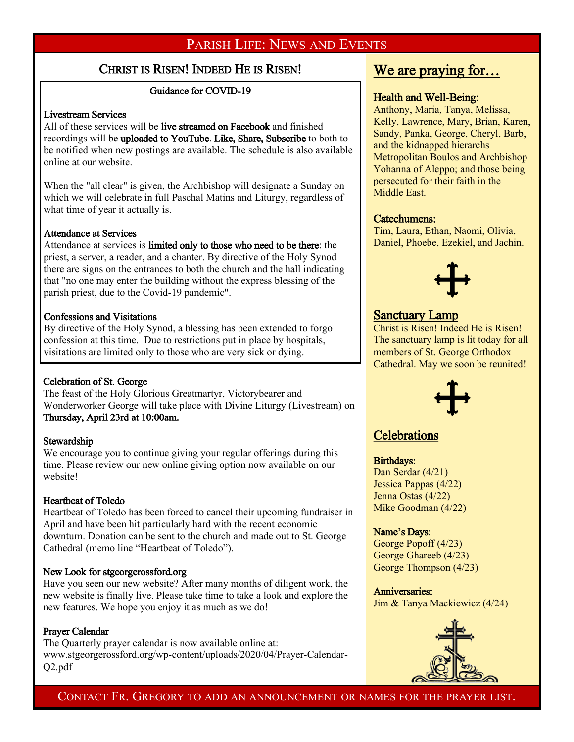# Parish Life: News and Events

## Christ is Risen! Indeed He is Risen!

### Guidance for COVID-19

**Livestream Services**

All of these services will be live streamed on Facebook and finished recordings will be uploaded to YouTube. Like, Share, Subscribe to both to be notified when new postings are available. The schedule is also available online at our website.

When the "all clear" is given, the Archbishop will designate a Sunday on which we will celebrate in full Paschal Matins and Liturgy, regardless of what time of year it actually is.

**Attendance at Services**

Attendance at services is limited only to those who need to be there: the priest, a server, a reader, and a chanter. By directive of the Holy Synod there are signs on the entrances to both the church and the hall indicating that "no one may enter the building without the express blessing of the parish priest, due to the Covid-19 pandemic".

**Confessions and Visitations**

By directive of the Holy Synod, a blessing has been extended to forgo confession at this time. Due to restrictions put in place by hospitals, visitations are limited only to those who are very sick or dying.

**Celebration of St. George**

The feast of the Holy Glorious Greatmartyr, Victorybearer and Wonderworker George will take place with Divine Liturgy (Livestream) on Thursday, April 23rd at 10:00am.

**Stewardship**

We encourage you to continue giving your regular offerings during this time. Please review our new online giving option now available on our website!

**Heartbeat of Toledo**

Heartbeat of Toledo has been forced to cancel their upcoming fundraiser in April and have been hit particularly hard with the recent economic downturn. Donation can be sent to the church and made out to St. George Cathedral (memo line "Heartbeat of Toledo").

**New Look for stgeorgerossford.org**

Have you seen our new website? After many months of diligent work, the new website is finally live. Please take time to take a look and explore the new features. We hope you enjoy it as much as we do!

**Prayer Calendar**

The Quarterly prayer calendar is now available online at: www.stgeorgerossford.org/wp-content/uploads/2020/04/Prayer-Calendar-Q2.pdf

## We are praying for…

**Health and Well-Being:**

Anthony, Maria, Tanya, Melissa, Kelly, Lawrence, Mary, Brian, Karen, Sandy, Panka, George, Cheryl, Barb, and the kidnapped hierarchs Metropolitan Boulos and Archbishop Yohanna of Aleppo; and those being persecuted for their faith in the Middle East.

**Catechumens:**

Tim, Laura, Ethan, Naomi, Olivia, Daniel, Phoebe, Ezekiel, and Jachin.

## Sanctuary Lamp

Christ is Risen! Indeed He is Risen! The sanctuary lamp is lit today for all members of St. George Orthodox Cathedral. May we soon be reunited!

## Celebrations

**Birthdays:**

Dan Serdar (4/21)
Jessica Pappas (4/22)
Jenna Ostas (4/22)
Mike Goodman (4/22)

**Name's Days:**

George Popoff (4/23)
George Ghareeb (4/23)
George Thompson (4/23)

**Anniversaries:**

Jim & Tanya Mackiewicz (4/24)

Contact Fr. Gregory to add an announcement or names for the prayer list.